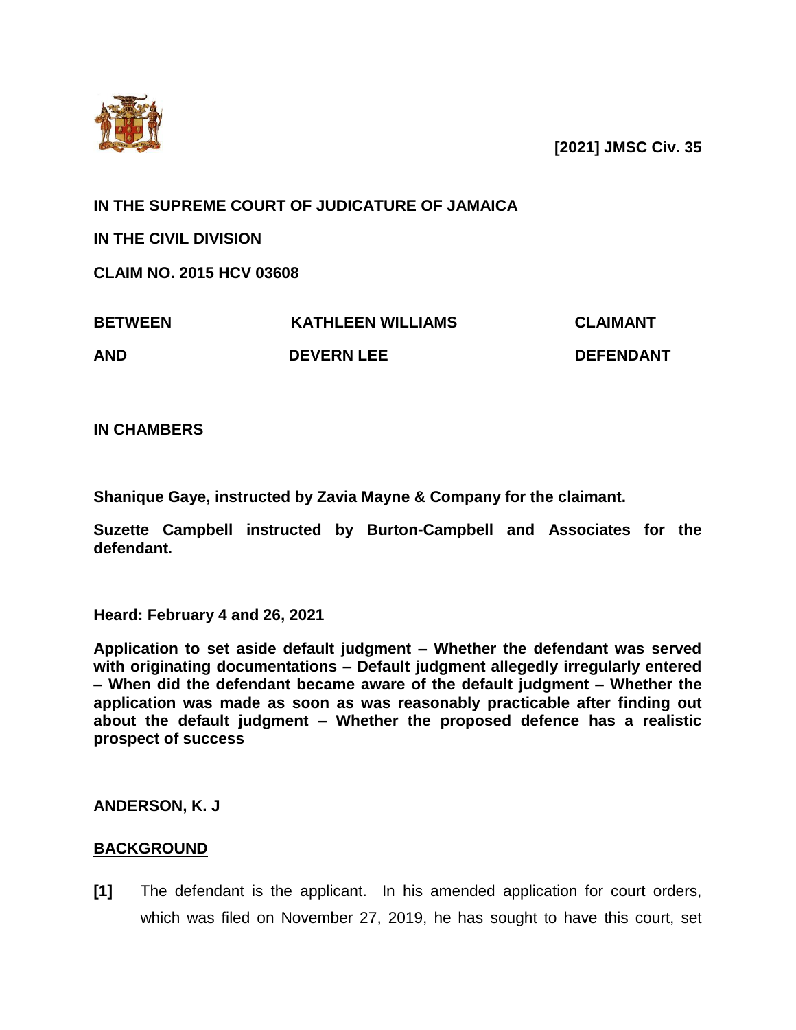**[2021] JMSC Civ. 35**

**IN THE SUPREME COURT OF JUDICATURE OF JAMAICA**

**IN THE CIVIL DIVISION**

**CLAIM NO. 2015 HCV 03608**

| | | |
|---|---|---|
| **BETWEEN** | **KATHLEEN WILLIAMS** | **CLAIMANT** |
| **AND** | **DEVERN LEE** | **DEFENDANT** |

**IN CHAMBERS**

**Shanique Gaye, instructed by Zavia Mayne & Company for the claimant.**

**Suzette Campbell instructed by Burton-Campbell and Associates for the defendant.**

**Heard: February 4 and 26, 2021**

**Application to set aside default judgment – Whether the defendant was served with originating documentations – Default judgment allegedly irregularly entered – When did the defendant became aware of the default judgment – Whether the application was made as soon as was reasonably practicable after finding out about the default judgment – Whether the proposed defence has a realistic prospect of success**

**ANDERSON, K. J**

## BACKGROUND

**[1]** The defendant is the applicant. In his amended application for court orders, which was filed on November 27, 2019, he has sought to have this court, set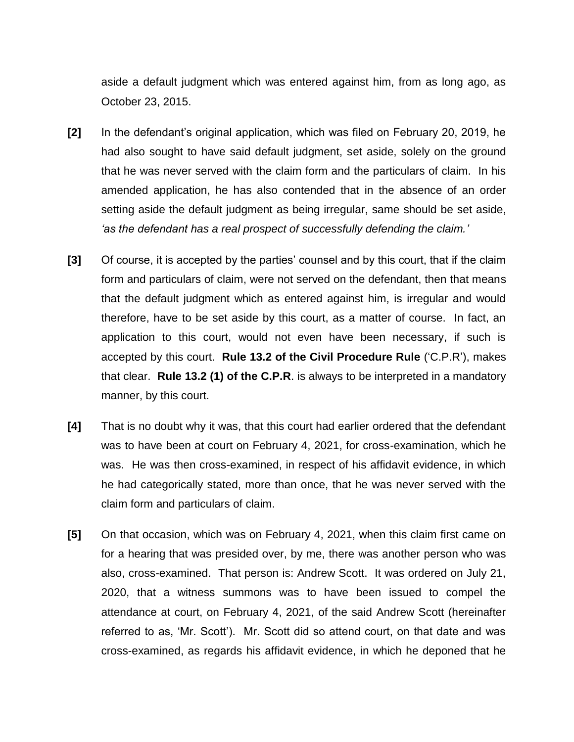aside a default judgment which was entered against him, from as long ago, as October 23, 2015.

**[2]** In the defendant's original application, which was filed on February 20, 2019, he had also sought to have said default judgment, set aside, solely on the ground that he was never served with the claim form and the particulars of claim. In his amended application, he has also contended that in the absence of an order setting aside the default judgment as being irregular, same should be set aside, *'as the defendant has a real prospect of successfully defending the claim.'*

**[3]** Of course, it is accepted by the parties' counsel and by this court, that if the claim form and particulars of claim, were not served on the defendant, then that means that the default judgment which as entered against him, is irregular and would therefore, have to be set aside by this court, as a matter of course. In fact, an application to this court, would not even have been necessary, if such is accepted by this court. **Rule 13.2 of the Civil Procedure Rule** ('C.P.R'), makes that clear. **Rule 13.2 (1) of the C.P.R**. is always to be interpreted in a mandatory manner, by this court.

**[4]** That is no doubt why it was, that this court had earlier ordered that the defendant was to have been at court on February 4, 2021, for cross-examination, which he was. He was then cross-examined, in respect of his affidavit evidence, in which he had categorically stated, more than once, that he was never served with the claim form and particulars of claim.

**[5]** On that occasion, which was on February 4, 2021, when this claim first came on for a hearing that was presided over, by me, there was another person who was also, cross-examined. That person is: Andrew Scott. It was ordered on July 21, 2020, that a witness summons was to have been issued to compel the attendance at court, on February 4, 2021, of the said Andrew Scott (hereinafter referred to as, 'Mr. Scott'). Mr. Scott did so attend court, on that date and was cross-examined, as regards his affidavit evidence, in which he deponed that he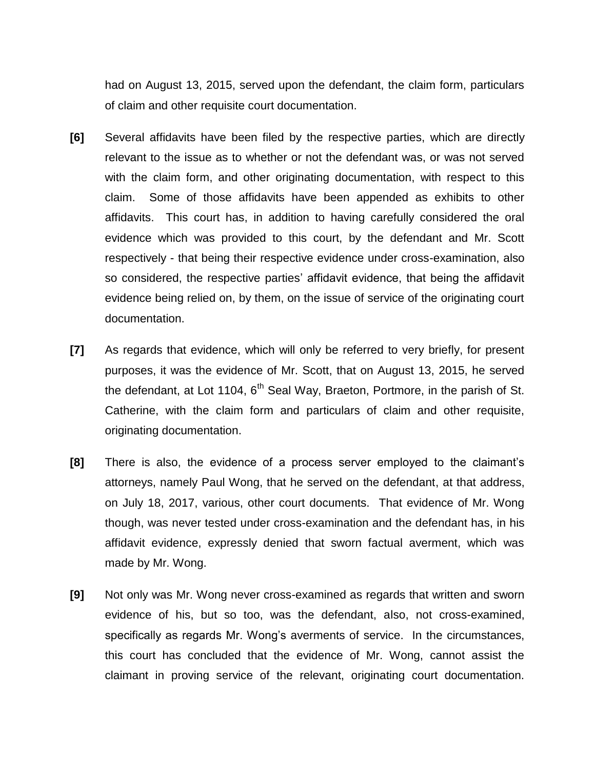had on August 13, 2015, served upon the defendant, the claim form, particulars of claim and other requisite court documentation.

**[6]** Several affidavits have been filed by the respective parties, which are directly relevant to the issue as to whether or not the defendant was, or was not served with the claim form, and other originating documentation, with respect to this claim. Some of those affidavits have been appended as exhibits to other affidavits. This court has, in addition to having carefully considered the oral evidence which was provided to this court, by the defendant and Mr. Scott respectively - that being their respective evidence under cross-examination, also so considered, the respective parties' affidavit evidence, that being the affidavit evidence being relied on, by them, on the issue of service of the originating court documentation.

**[7]** As regards that evidence, which will only be referred to very briefly, for present purposes, it was the evidence of Mr. Scott, that on August 13, 2015, he served the defendant, at Lot 1104, 6th Seal Way, Braeton, Portmore, in the parish of St. Catherine, with the claim form and particulars of claim and other requisite, originating documentation.

**[8]** There is also, the evidence of a process server employed to the claimant's attorneys, namely Paul Wong, that he served on the defendant, at that address, on July 18, 2017, various, other court documents. That evidence of Mr. Wong though, was never tested under cross-examination and the defendant has, in his affidavit evidence, expressly denied that sworn factual averment, which was made by Mr. Wong.

**[9]** Not only was Mr. Wong never cross-examined as regards that written and sworn evidence of his, but so too, was the defendant, also, not cross-examined, specifically as regards Mr. Wong's averments of service. In the circumstances, this court has concluded that the evidence of Mr. Wong, cannot assist the claimant in proving service of the relevant, originating court documentation.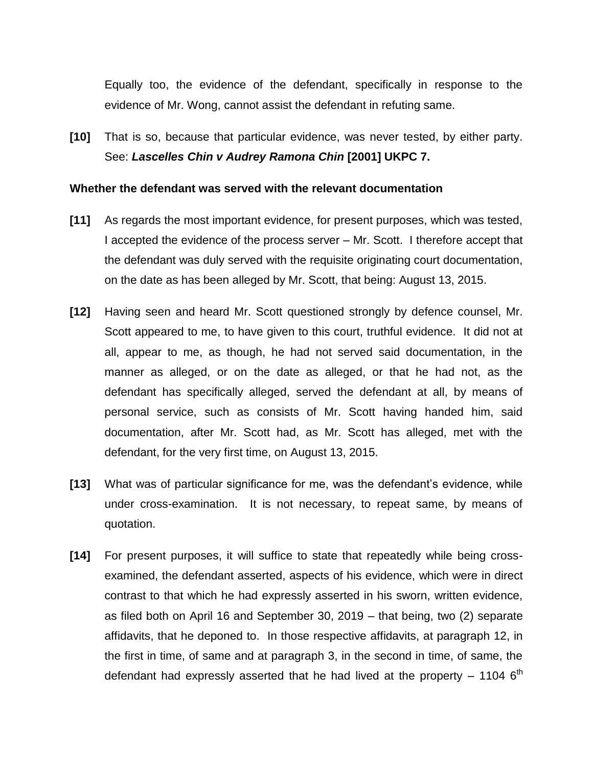Equally too, the evidence of the defendant, specifically in response to the evidence of Mr. Wong, cannot assist the defendant in refuting same.

**[10]** That is so, because that particular evidence, was never tested, by either party. See: ***Lascelles Chin v Audrey Ramona Chin*** **[2001] UKPC 7.**

**Whether the defendant was served with the relevant documentation**

**[11]** As regards the most important evidence, for present purposes, which was tested, I accepted the evidence of the process server – Mr. Scott. I therefore accept that the defendant was duly served with the requisite originating court documentation, on the date as has been alleged by Mr. Scott, that being: August 13, 2015.

**[12]** Having seen and heard Mr. Scott questioned strongly by defence counsel, Mr. Scott appeared to me, to have given to this court, truthful evidence. It did not at all, appear to me, as though, he had not served said documentation, in the manner as alleged, or on the date as alleged, or that he had not, as the defendant has specifically alleged, served the defendant at all, by means of personal service, such as consists of Mr. Scott having handed him, said documentation, after Mr. Scott had, as Mr. Scott has alleged, met with the defendant, for the very first time, on August 13, 2015.

**[13]** What was of particular significance for me, was the defendant's evidence, while under cross-examination. It is not necessary, to repeat same, by means of quotation.

**[14]** For present purposes, it will suffice to state that repeatedly while being cross-examined, the defendant asserted, aspects of his evidence, which were in direct contrast to that which he had expressly asserted in his sworn, written evidence, as filed both on April 16 and September 30, 2019 – that being, two (2) separate affidavits, that he deponed to. In those respective affidavits, at paragraph 12, in the first in time, of same and at paragraph 3, in the second in time, of same, the defendant had expressly asserted that he had lived at the property – 1104 6th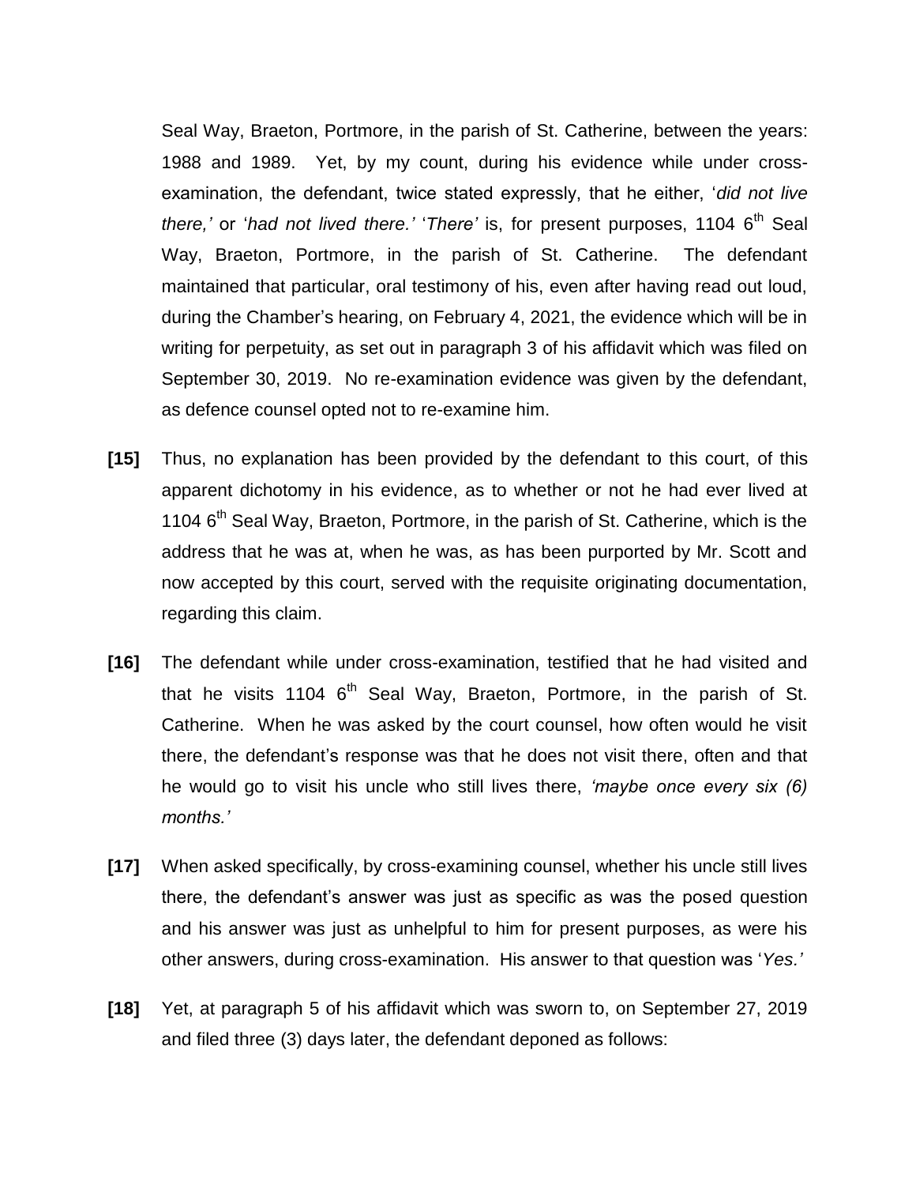Seal Way, Braeton, Portmore, in the parish of St. Catherine, between the years: 1988 and 1989. Yet, by my count, during his evidence while under cross-examination, the defendant, twice stated expressly, that he either, '*did not live there,*' or '*had not lived there.*' '*There*' is, for present purposes, 1104 6th Seal Way, Braeton, Portmore, in the parish of St. Catherine. The defendant maintained that particular, oral testimony of his, even after having read out loud, during the Chamber's hearing, on February 4, 2021, the evidence which will be in writing for perpetuity, as set out in paragraph 3 of his affidavit which was filed on September 30, 2019. No re-examination evidence was given by the defendant, as defence counsel opted not to re-examine him.

**[15]** Thus, no explanation has been provided by the defendant to this court, of this apparent dichotomy in his evidence, as to whether or not he had ever lived at 1104 6th Seal Way, Braeton, Portmore, in the parish of St. Catherine, which is the address that he was at, when he was, as has been purported by Mr. Scott and now accepted by this court, served with the requisite originating documentation, regarding this claim.

**[16]** The defendant while under cross-examination, testified that he had visited and that he visits 1104 6th Seal Way, Braeton, Portmore, in the parish of St. Catherine. When he was asked by the court counsel, how often would he visit there, the defendant's response was that he does not visit there, often and that he would go to visit his uncle who still lives there, *'maybe once every six (6) months.'*

**[17]** When asked specifically, by cross-examining counsel, whether his uncle still lives there, the defendant's answer was just as specific as was the posed question and his answer was just as unhelpful to him for present purposes, as were his other answers, during cross-examination. His answer to that question was '*Yes.*'

**[18]** Yet, at paragraph 5 of his affidavit which was sworn to, on September 27, 2019 and filed three (3) days later, the defendant deponed as follows: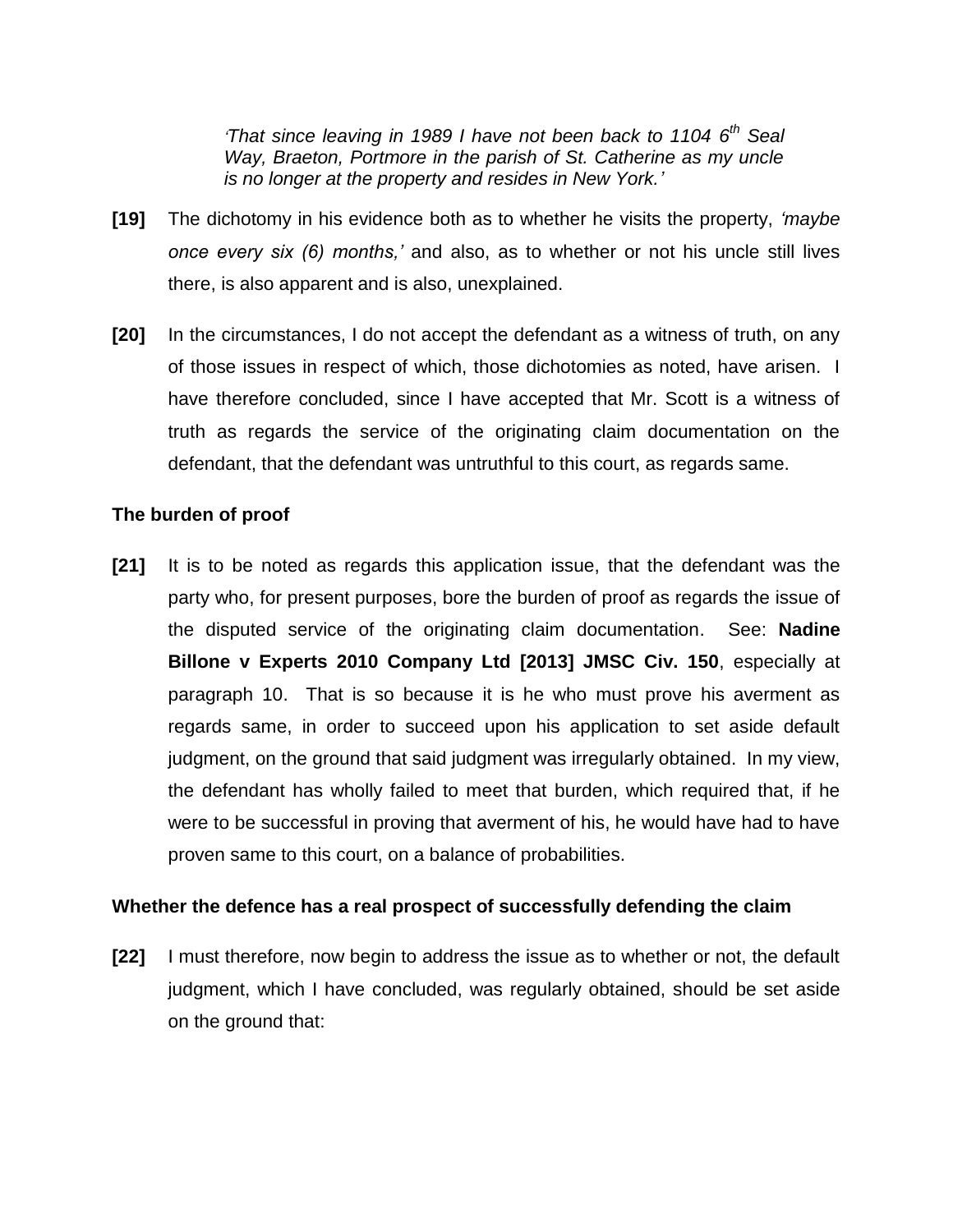> *'That since leaving in 1989 I have not been back to 1104 6th Seal Way, Braeton, Portmore in the parish of St. Catherine as my uncle is no longer at the property and resides in New York.'*

**[19]** The dichotomy in his evidence both as to whether he visits the property, *'maybe once every six (6) months,'* and also, as to whether or not his uncle still lives there, is also apparent and is also, unexplained.

**[20]** In the circumstances, I do not accept the defendant as a witness of truth, on any of those issues in respect of which, those dichotomies as noted, have arisen. I have therefore concluded, since I have accepted that Mr. Scott is a witness of truth as regards the service of the originating claim documentation on the defendant, that the defendant was untruthful to this court, as regards same.

**The burden of proof**

**[21]** It is to be noted as regards this application issue, that the defendant was the party who, for present purposes, bore the burden of proof as regards the issue of the disputed service of the originating claim documentation. See: **Nadine Billone v Experts 2010 Company Ltd [2013] JMSC Civ. 150**, especially at paragraph 10. That is so because it is he who must prove his averment as regards same, in order to succeed upon his application to set aside default judgment, on the ground that said judgment was irregularly obtained. In my view, the defendant has wholly failed to meet that burden, which required that, if he were to be successful in proving that averment of his, he would have had to have proven same to this court, on a balance of probabilities.

**Whether the defence has a real prospect of successfully defending the claim**

**[22]** I must therefore, now begin to address the issue as to whether or not, the default judgment, which I have concluded, was regularly obtained, should be set aside on the ground that: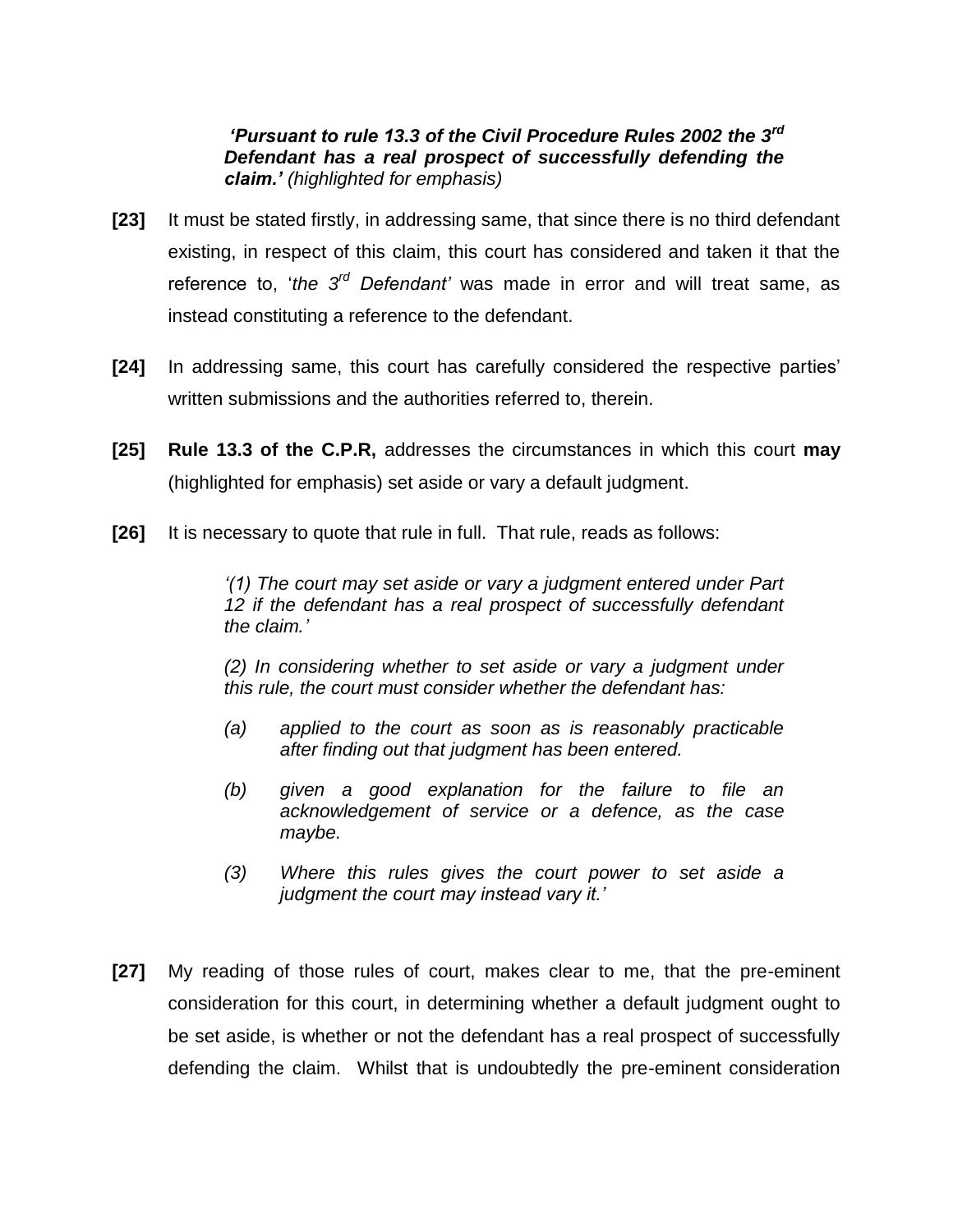> ***'Pursuant to rule 13.3 of the Civil Procedure Rules 2002 the 3rd Defendant has a real prospect of successfully defending the claim.'*** *(highlighted for emphasis)*

**[23]** It must be stated firstly, in addressing same, that since there is no third defendant existing, in respect of this claim, this court has considered and taken it that the reference to, '*the 3rd Defendant'* was made in error and will treat same, as instead constituting a reference to the defendant.

**[24]** In addressing same, this court has carefully considered the respective parties' written submissions and the authorities referred to, therein.

**[25]** **Rule 13.3 of the C.P.R,** addresses the circumstances in which this court **may** (highlighted for emphasis) set aside or vary a default judgment.

**[26]** It is necessary to quote that rule in full. That rule, reads as follows:

> *'(1) The court may set aside or vary a judgment entered under Part 12 if the defendant has a real prospect of successfully defendant the claim.'*
>
> *(2) In considering whether to set aside or vary a judgment under this rule, the court must consider whether the defendant has:*
>
> *(a) applied to the court as soon as is reasonably practicable after finding out that judgment has been entered.*
>
> *(b) given a good explanation for the failure to file an acknowledgement of service or a defence, as the case maybe.*
>
> *(3) Where this rules gives the court power to set aside a judgment the court may instead vary it.'*

**[27]** My reading of those rules of court, makes clear to me, that the pre-eminent consideration for this court, in determining whether a default judgment ought to be set aside, is whether or not the defendant has a real prospect of successfully defending the claim. Whilst that is undoubtedly the pre-eminent consideration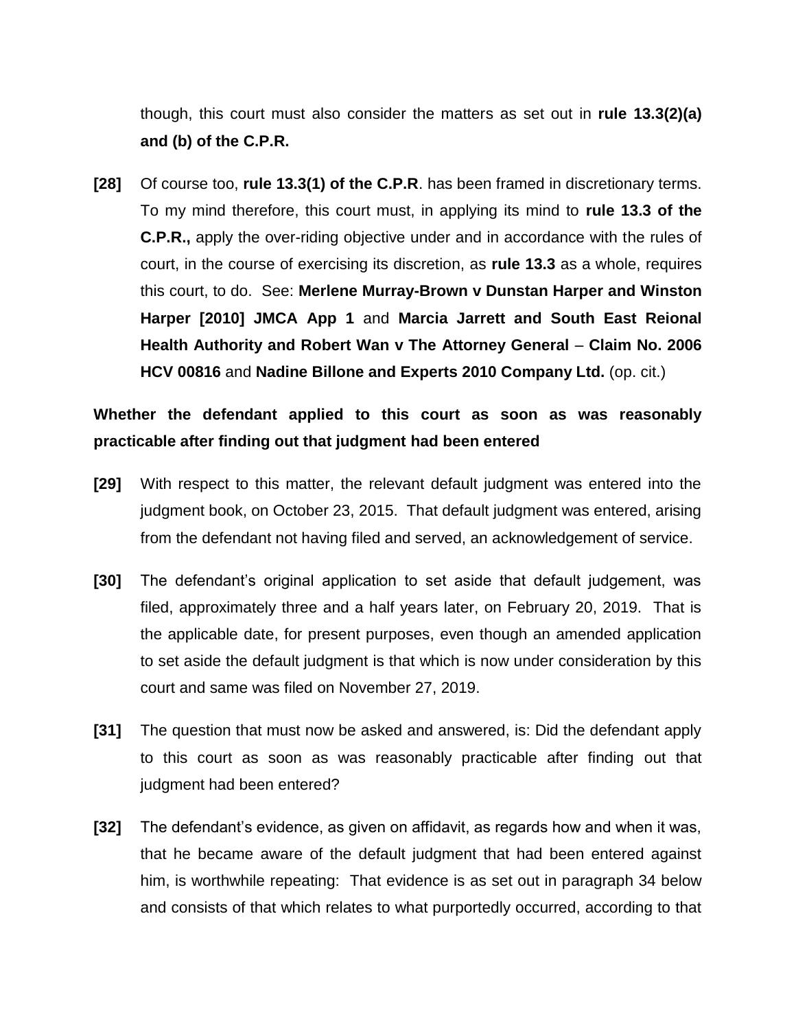though, this court must also consider the matters as set out in **rule 13.3(2)(a) and (b) of the C.P.R.**

**[28]** Of course too, **rule 13.3(1) of the C.P.R**. has been framed in discretionary terms. To my mind therefore, this court must, in applying its mind to **rule 13.3 of the C.P.R.,** apply the over-riding objective under and in accordance with the rules of court, in the course of exercising its discretion, as **rule 13.3** as a whole, requires this court, to do. See: **Merlene Murray-Brown v Dunstan Harper and Winston Harper [2010] JMCA App 1** and **Marcia Jarrett and South East Reional Health Authority and Robert Wan v The Attorney General** – **Claim No. 2006 HCV 00816** and **Nadine Billone and Experts 2010 Company Ltd.** (op. cit.)

**Whether the defendant applied to this court as soon as was reasonably practicable after finding out that judgment had been entered**

**[29]** With respect to this matter, the relevant default judgment was entered into the judgment book, on October 23, 2015. That default judgment was entered, arising from the defendant not having filed and served, an acknowledgement of service.

**[30]** The defendant's original application to set aside that default judgement, was filed, approximately three and a half years later, on February 20, 2019. That is the applicable date, for present purposes, even though an amended application to set aside the default judgment is that which is now under consideration by this court and same was filed on November 27, 2019.

**[31]** The question that must now be asked and answered, is: Did the defendant apply to this court as soon as was reasonably practicable after finding out that judgment had been entered?

**[32]** The defendant's evidence, as given on affidavit, as regards how and when it was, that he became aware of the default judgment that had been entered against him, is worthwhile repeating: That evidence is as set out in paragraph 34 below and consists of that which relates to what purportedly occurred, according to that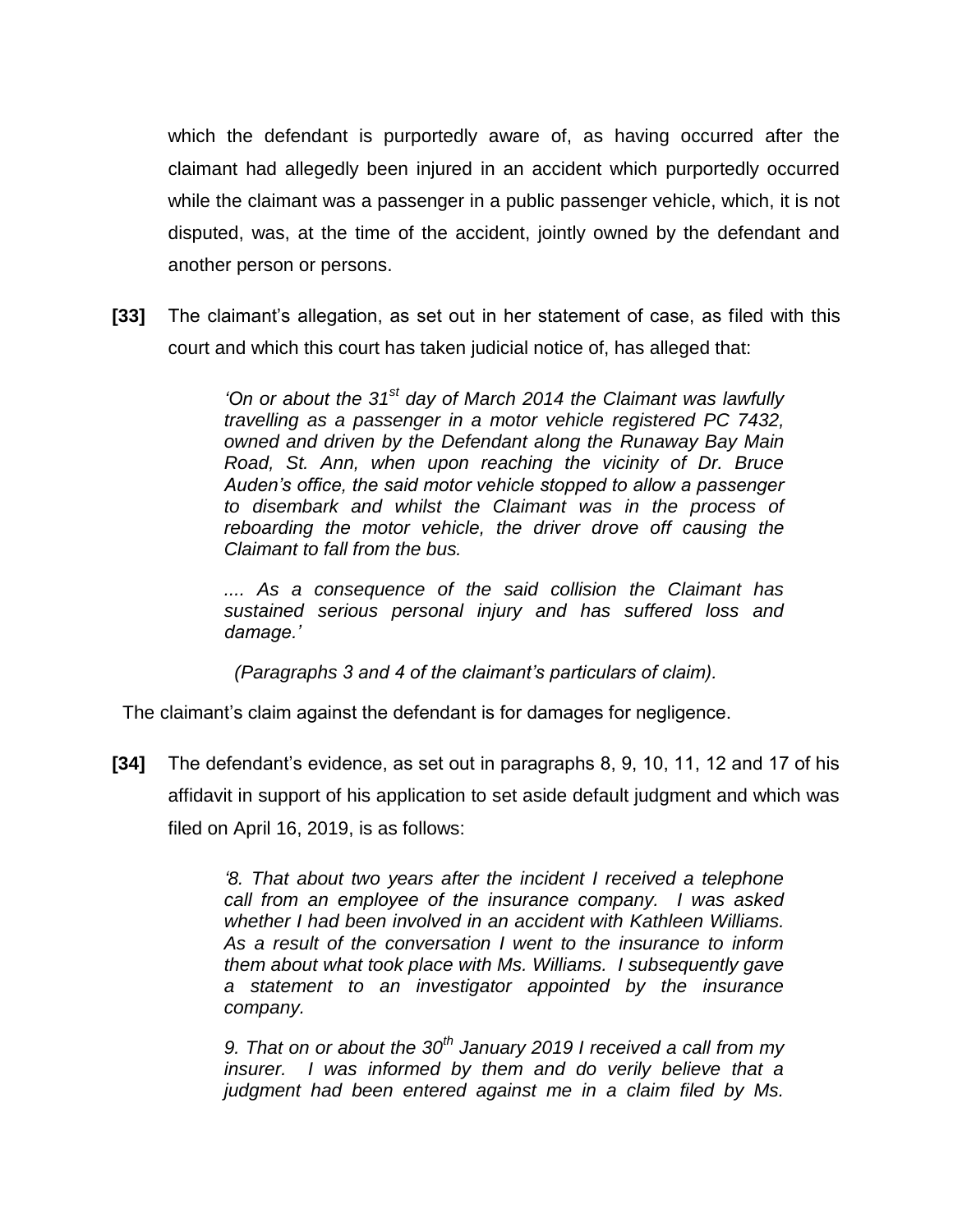which the defendant is purportedly aware of, as having occurred after the claimant had allegedly been injured in an accident which purportedly occurred while the claimant was a passenger in a public passenger vehicle, which, it is not disputed, was, at the time of the accident, jointly owned by the defendant and another person or persons.

**[33]** The claimant's allegation, as set out in her statement of case, as filed with this court and which this court has taken judicial notice of, has alleged that:

> *'On or about the 31st day of March 2014 the Claimant was lawfully travelling as a passenger in a motor vehicle registered PC 7432, owned and driven by the Defendant along the Runaway Bay Main Road, St. Ann, when upon reaching the vicinity of Dr. Bruce Auden's office, the said motor vehicle stopped to allow a passenger to disembark and whilst the Claimant was in the process of reboarding the motor vehicle, the driver drove off causing the Claimant to fall from the bus.*
>
> *.... As a consequence of the said collision the Claimant has sustained serious personal injury and has suffered loss and damage.'*
>
> *(Paragraphs 3 and 4 of the claimant's particulars of claim).*

The claimant's claim against the defendant is for damages for negligence.

**[34]** The defendant's evidence, as set out in paragraphs 8, 9, 10, 11, 12 and 17 of his affidavit in support of his application to set aside default judgment and which was filed on April 16, 2019, is as follows:

> *'8. That about two years after the incident I received a telephone call from an employee of the insurance company. I was asked whether I had been involved in an accident with Kathleen Williams. As a result of the conversation I went to the insurance to inform them about what took place with Ms. Williams. I subsequently gave a statement to an investigator appointed by the insurance company.*
>
> *9. That on or about the 30th January 2019 I received a call from my insurer. I was informed by them and do verily believe that a judgment had been entered against me in a claim filed by Ms.*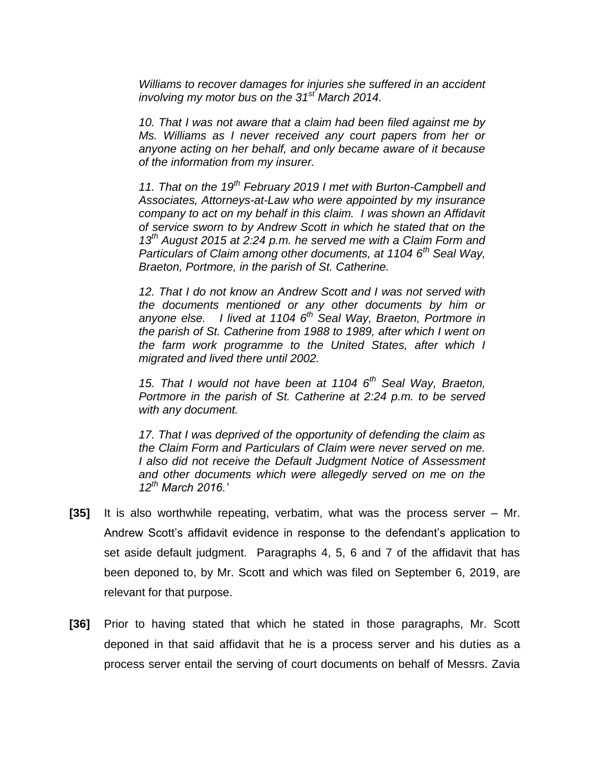*Williams to recover damages for injuries she suffered in an accident involving my motor bus on the 31st March 2014.*

*10. That I was not aware that a claim had been filed against me by Ms. Williams as I never received any court papers from her or anyone acting on her behalf, and only became aware of it because of the information from my insurer.*

*11. That on the 19th February 2019 I met with Burton-Campbell and Associates, Attorneys-at-Law who were appointed by my insurance company to act on my behalf in this claim. I was shown an Affidavit of service sworn to by Andrew Scott in which he stated that on the 13th August 2015 at 2:24 p.m. he served me with a Claim Form and Particulars of Claim among other documents, at 1104 6th Seal Way, Braeton, Portmore, in the parish of St. Catherine.*

*12. That I do not know an Andrew Scott and I was not served with the documents mentioned or any other documents by him or anyone else. I lived at 1104 6th Seal Way, Braeton, Portmore in the parish of St. Catherine from 1988 to 1989, after which I went on the farm work programme to the United States, after which I migrated and lived there until 2002.*

*15. That I would not have been at 1104 6th Seal Way, Braeton, Portmore in the parish of St. Catherine at 2:24 p.m. to be served with any document.*

*17. That I was deprived of the opportunity of defending the claim as the Claim Form and Particulars of Claim were never served on me. I also did not receive the Default Judgment Notice of Assessment and other documents which were allegedly served on me on the 12th March 2016.'*

**[35]** It is also worthwhile repeating, verbatim, what was the process server – Mr. Andrew Scott's affidavit evidence in response to the defendant's application to set aside default judgment. Paragraphs 4, 5, 6 and 7 of the affidavit that has been deponed to, by Mr. Scott and which was filed on September 6, 2019, are relevant for that purpose.

**[36]** Prior to having stated that which he stated in those paragraphs, Mr. Scott deponed in that said affidavit that he is a process server and his duties as a process server entail the serving of court documents on behalf of Messrs. Zavia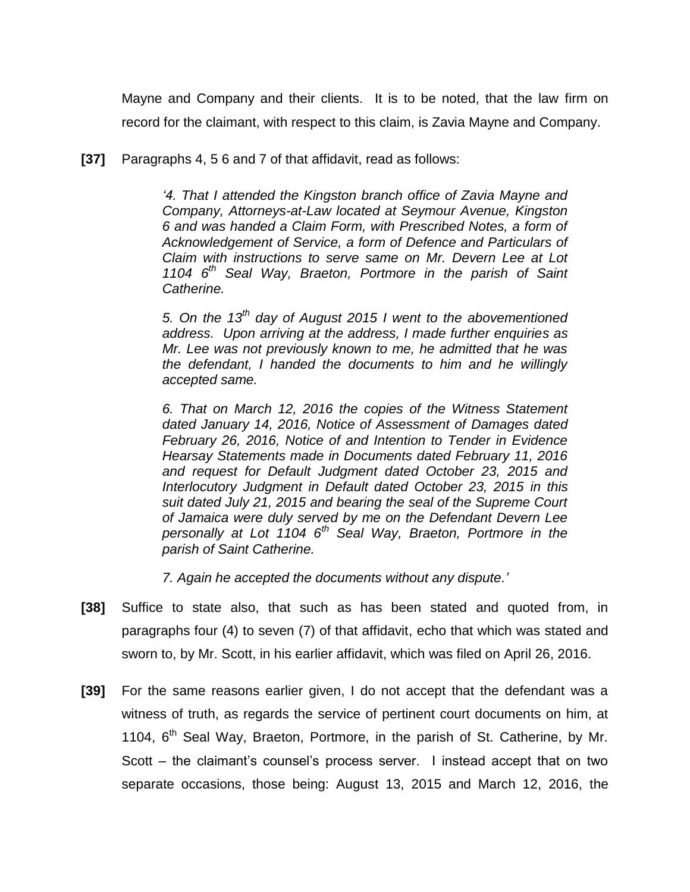Mayne and Company and their clients. It is to be noted, that the law firm on record for the claimant, with respect to this claim, is Zavia Mayne and Company.

**[37]** Paragraphs 4, 5 6 and 7 of that affidavit, read as follows:

> *'4. That I attended the Kingston branch office of Zavia Mayne and Company, Attorneys-at-Law located at Seymour Avenue, Kingston 6 and was handed a Claim Form, with Prescribed Notes, a form of Acknowledgement of Service, a form of Defence and Particulars of Claim with instructions to serve same on Mr. Devern Lee at Lot 1104 6th Seal Way, Braeton, Portmore in the parish of Saint Catherine.*
>
> *5. On the 13th day of August 2015 I went to the abovementioned address. Upon arriving at the address, I made further enquiries as Mr. Lee was not previously known to me, he admitted that he was the defendant, I handed the documents to him and he willingly accepted same.*
>
> *6. That on March 12, 2016 the copies of the Witness Statement dated January 14, 2016, Notice of Assessment of Damages dated February 26, 2016, Notice of and Intention to Tender in Evidence Hearsay Statements made in Documents dated February 11, 2016 and request for Default Judgment dated October 23, 2015 and Interlocutory Judgment in Default dated October 23, 2015 in this suit dated July 21, 2015 and bearing the seal of the Supreme Court of Jamaica were duly served by me on the Defendant Devern Lee personally at Lot 1104 6th Seal Way, Braeton, Portmore in the parish of Saint Catherine.*
>
> *7. Again he accepted the documents without any dispute.'*

**[38]** Suffice to state also, that such as has been stated and quoted from, in paragraphs four (4) to seven (7) of that affidavit, echo that which was stated and sworn to, by Mr. Scott, in his earlier affidavit, which was filed on April 26, 2016.

**[39]** For the same reasons earlier given, I do not accept that the defendant was a witness of truth, as regards the service of pertinent court documents on him, at 1104, 6th Seal Way, Braeton, Portmore, in the parish of St. Catherine, by Mr. Scott – the claimant's counsel's process server. I instead accept that on two separate occasions, those being: August 13, 2015 and March 12, 2016, the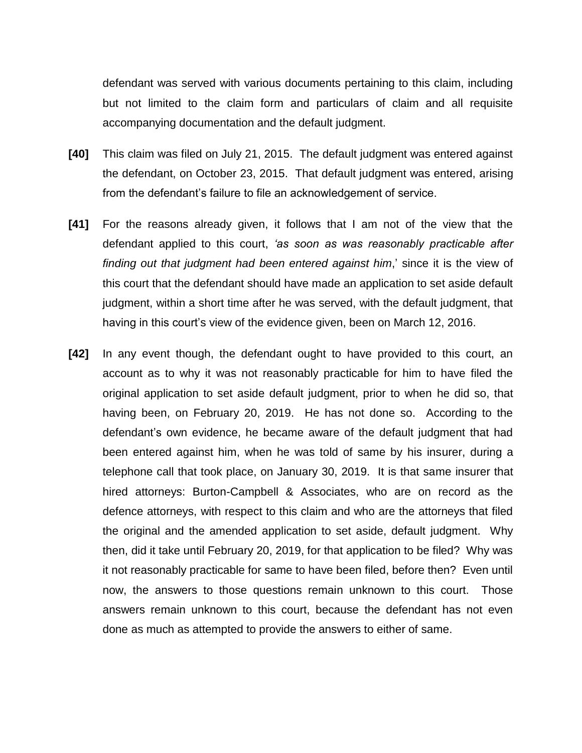defendant was served with various documents pertaining to this claim, including but not limited to the claim form and particulars of claim and all requisite accompanying documentation and the default judgment.

**[40]** This claim was filed on July 21, 2015. The default judgment was entered against the defendant, on October 23, 2015. That default judgment was entered, arising from the defendant's failure to file an acknowledgement of service.

**[41]** For the reasons already given, it follows that I am not of the view that the defendant applied to this court, *'as soon as was reasonably practicable after finding out that judgment had been entered against him*,' since it is the view of this court that the defendant should have made an application to set aside default judgment, within a short time after he was served, with the default judgment, that having in this court's view of the evidence given, been on March 12, 2016.

**[42]** In any event though, the defendant ought to have provided to this court, an account as to why it was not reasonably practicable for him to have filed the original application to set aside default judgment, prior to when he did so, that having been, on February 20, 2019. He has not done so. According to the defendant's own evidence, he became aware of the default judgment that had been entered against him, when he was told of same by his insurer, during a telephone call that took place, on January 30, 2019. It is that same insurer that hired attorneys: Burton-Campbell & Associates, who are on record as the defence attorneys, with respect to this claim and who are the attorneys that filed the original and the amended application to set aside, default judgment. Why then, did it take until February 20, 2019, for that application to be filed? Why was it not reasonably practicable for same to have been filed, before then? Even until now, the answers to those questions remain unknown to this court. Those answers remain unknown to this court, because the defendant has not even done as much as attempted to provide the answers to either of same.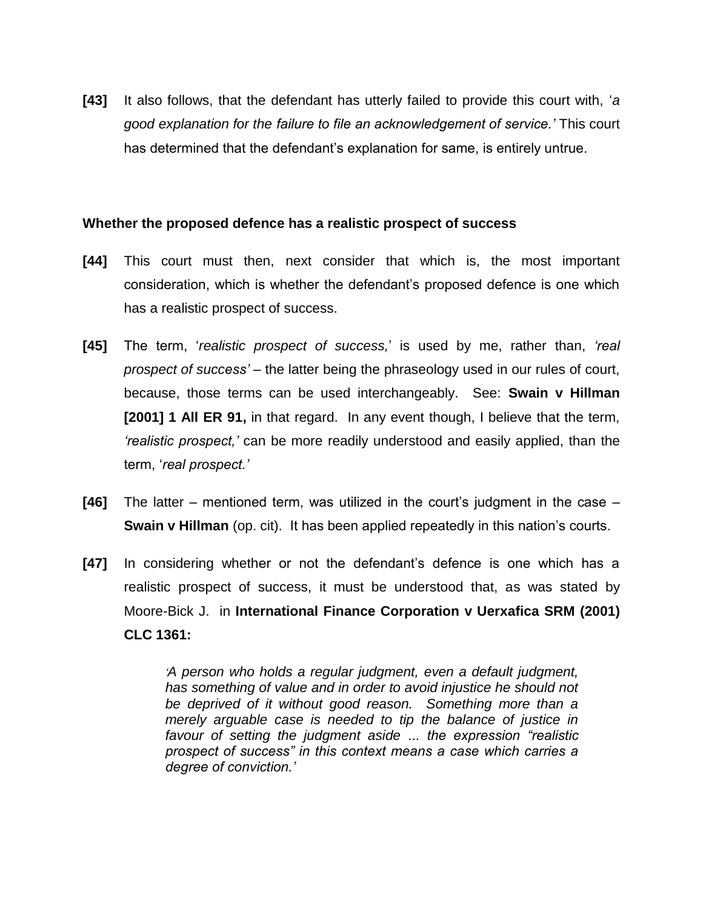**[43]** It also follows, that the defendant has utterly failed to provide this court with, '*a good explanation for the failure to file an acknowledgement of service.'* This court has determined that the defendant's explanation for same, is entirely untrue.

**Whether the proposed defence has a realistic prospect of success**

**[44]** This court must then, next consider that which is, the most important consideration, which is whether the defendant's proposed defence is one which has a realistic prospect of success.

**[45]** The term, '*realistic prospect of success,*' is used by me, rather than, *'real prospect of success'* – the latter being the phraseology used in our rules of court, because, those terms can be used interchangeably. See: **Swain v Hillman [2001] 1 All ER 91,** in that regard. In any event though, I believe that the term, *'realistic prospect,'* can be more readily understood and easily applied, than the term, '*real prospect.'*

**[46]** The latter – mentioned term, was utilized in the court's judgment in the case – **Swain v Hillman** (op. cit). It has been applied repeatedly in this nation's courts.

**[47]** In considering whether or not the defendant's defence is one which has a realistic prospect of success, it must be understood that, as was stated by Moore-Bick J. in **International Finance Corporation v Uerxafica SRM (2001) CLC 1361:**

> *'A person who holds a regular judgment, even a default judgment, has something of value and in order to avoid injustice he should not be deprived of it without good reason. Something more than a merely arguable case is needed to tip the balance of justice in favour of setting the judgment aside ... the expression "realistic prospect of success" in this context means a case which carries a degree of conviction.'*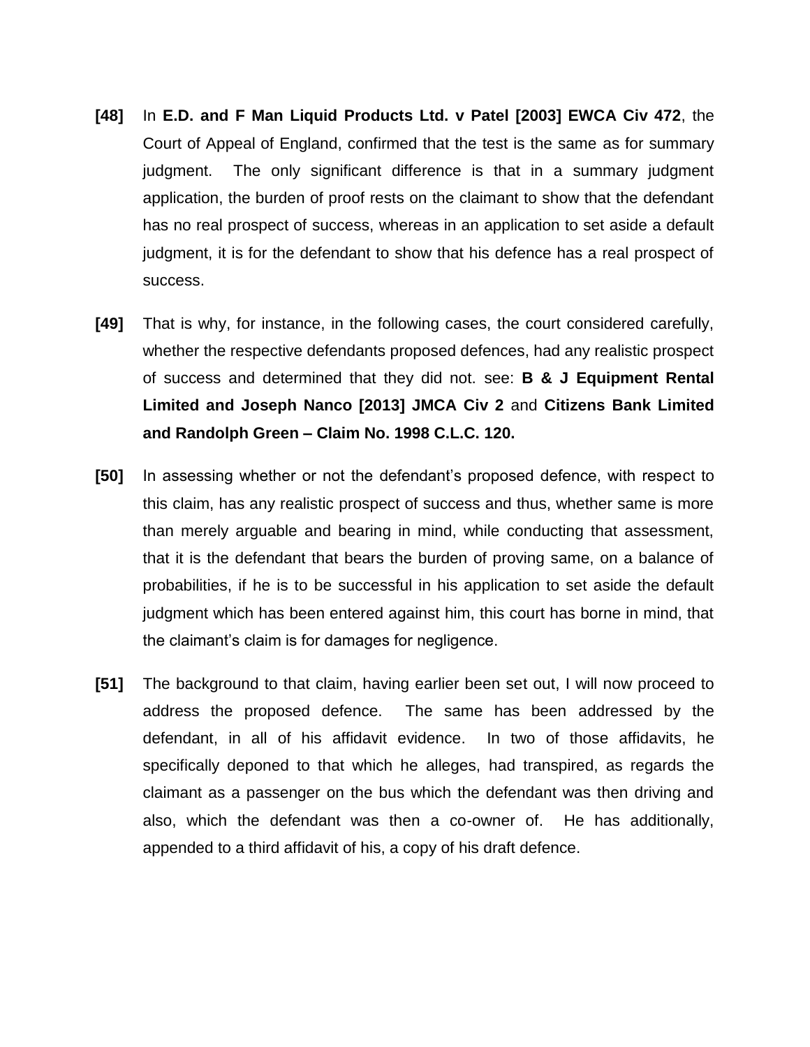**[48]** In **E.D. and F Man Liquid Products Ltd. v Patel [2003] EWCA Civ 472**, the Court of Appeal of England, confirmed that the test is the same as for summary judgment. The only significant difference is that in a summary judgment application, the burden of proof rests on the claimant to show that the defendant has no real prospect of success, whereas in an application to set aside a default judgment, it is for the defendant to show that his defence has a real prospect of success.

**[49]** That is why, for instance, in the following cases, the court considered carefully, whether the respective defendants proposed defences, had any realistic prospect of success and determined that they did not. see: **B & J Equipment Rental Limited and Joseph Nanco [2013] JMCA Civ 2** and **Citizens Bank Limited and Randolph Green – Claim No. 1998 C.L.C. 120.**

**[50]** In assessing whether or not the defendant's proposed defence, with respect to this claim, has any realistic prospect of success and thus, whether same is more than merely arguable and bearing in mind, while conducting that assessment, that it is the defendant that bears the burden of proving same, on a balance of probabilities, if he is to be successful in his application to set aside the default judgment which has been entered against him, this court has borne in mind, that the claimant's claim is for damages for negligence.

**[51]** The background to that claim, having earlier been set out, I will now proceed to address the proposed defence. The same has been addressed by the defendant, in all of his affidavit evidence. In two of those affidavits, he specifically deponed to that which he alleges, had transpired, as regards the claimant as a passenger on the bus which the defendant was then driving and also, which the defendant was then a co-owner of. He has additionally, appended to a third affidavit of his, a copy of his draft defence.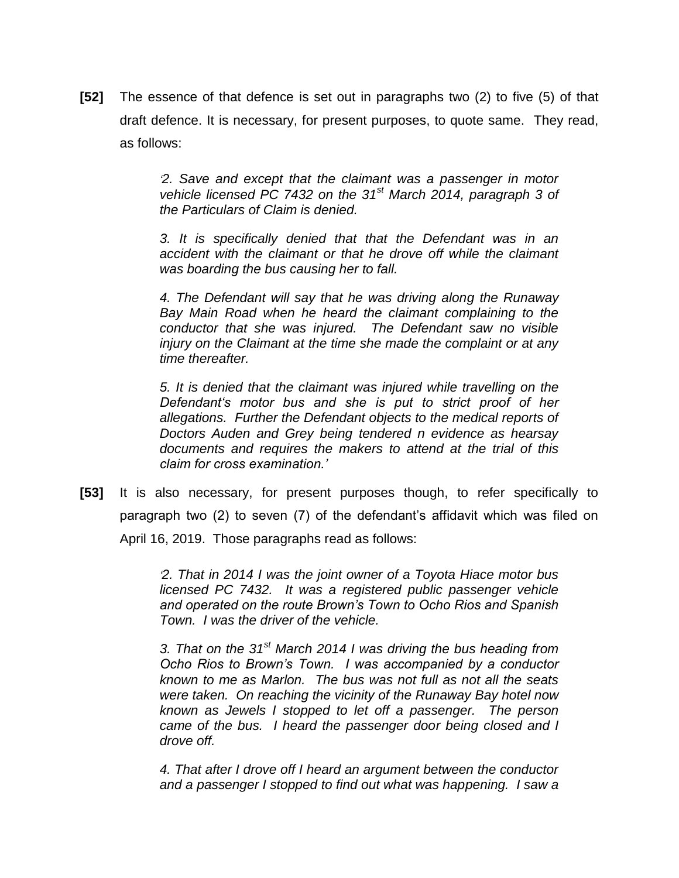**[52]** The essence of that defence is set out in paragraphs two (2) to five (5) of that draft defence. It is necessary, for present purposes, to quote same. They read, as follows:

> *'2. Save and except that the claimant was a passenger in motor vehicle licensed PC 7432 on the 31st March 2014, paragraph 3 of the Particulars of Claim is denied.*
>
> *3. It is specifically denied that that the Defendant was in an accident with the claimant or that he drove off while the claimant was boarding the bus causing her to fall.*
>
> *4. The Defendant will say that he was driving along the Runaway Bay Main Road when he heard the claimant complaining to the conductor that she was injured. The Defendant saw no visible injury on the Claimant at the time she made the complaint or at any time thereafter.*
>
> *5. It is denied that the claimant was injured while travelling on the Defendant's motor bus and she is put to strict proof of her allegations. Further the Defendant objects to the medical reports of Doctors Auden and Grey being tendered n evidence as hearsay documents and requires the makers to attend at the trial of this claim for cross examination.'*

**[53]** It is also necessary, for present purposes though, to refer specifically to paragraph two (2) to seven (7) of the defendant's affidavit which was filed on April 16, 2019. Those paragraphs read as follows:

> *'2. That in 2014 I was the joint owner of a Toyota Hiace motor bus licensed PC 7432. It was a registered public passenger vehicle and operated on the route Brown's Town to Ocho Rios and Spanish Town. I was the driver of the vehicle.*
>
> *3. That on the 31st March 2014 I was driving the bus heading from Ocho Rios to Brown's Town. I was accompanied by a conductor known to me as Marlon. The bus was not full as not all the seats were taken. On reaching the vicinity of the Runaway Bay hotel now known as Jewels I stopped to let off a passenger. The person came of the bus. I heard the passenger door being closed and I drove off.*
>
> *4. That after I drove off I heard an argument between the conductor and a passenger I stopped to find out what was happening. I saw a*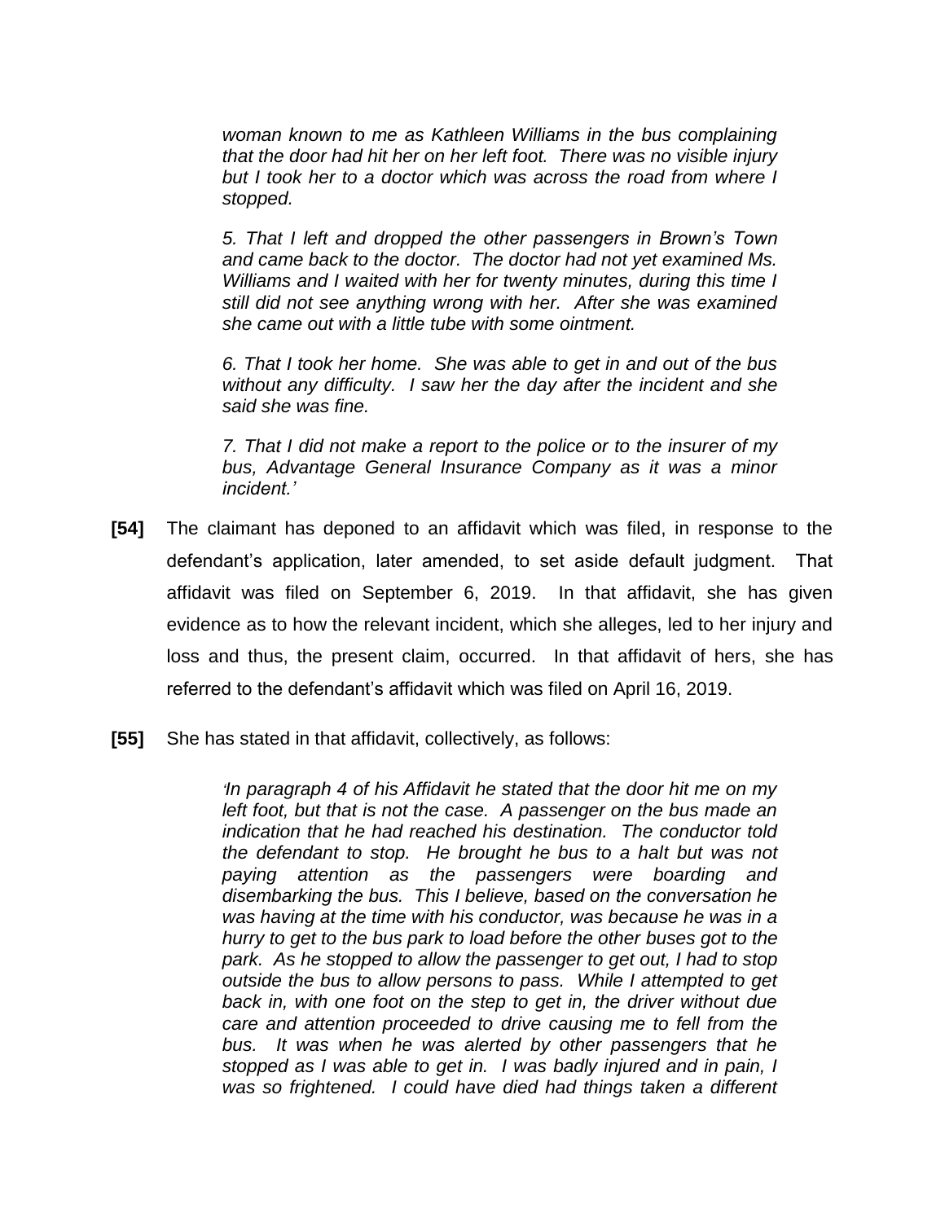> *woman known to me as Kathleen Williams in the bus complaining that the door had hit her on her left foot. There was no visible injury but I took her to a doctor which was across the road from where I stopped.*
>
> *5. That I left and dropped the other passengers in Brown's Town and came back to the doctor. The doctor had not yet examined Ms. Williams and I waited with her for twenty minutes, during this time I still did not see anything wrong with her. After she was examined she came out with a little tube with some ointment.*
>
> *6. That I took her home. She was able to get in and out of the bus without any difficulty. I saw her the day after the incident and she said she was fine.*
>
> *7. That I did not make a report to the police or to the insurer of my bus, Advantage General Insurance Company as it was a minor incident.'*

**[54]** The claimant has deponed to an affidavit which was filed, in response to the defendant's application, later amended, to set aside default judgment. That affidavit was filed on September 6, 2019. In that affidavit, she has given evidence as to how the relevant incident, which she alleges, led to her injury and loss and thus, the present claim, occurred. In that affidavit of hers, she has referred to the defendant's affidavit which was filed on April 16, 2019.

**[55]** She has stated in that affidavit, collectively, as follows:

> *'In paragraph 4 of his Affidavit he stated that the door hit me on my left foot, but that is not the case. A passenger on the bus made an indication that he had reached his destination. The conductor told the defendant to stop. He brought he bus to a halt but was not paying attention as the passengers were boarding and disembarking the bus. This I believe, based on the conversation he was having at the time with his conductor, was because he was in a hurry to get to the bus park to load before the other buses got to the park. As he stopped to allow the passenger to get out, I had to stop outside the bus to allow persons to pass. While I attempted to get back in, with one foot on the step to get in, the driver without due care and attention proceeded to drive causing me to fell from the bus. It was when he was alerted by other passengers that he stopped as I was able to get in. I was badly injured and in pain, I was so frightened. I could have died had things taken a different*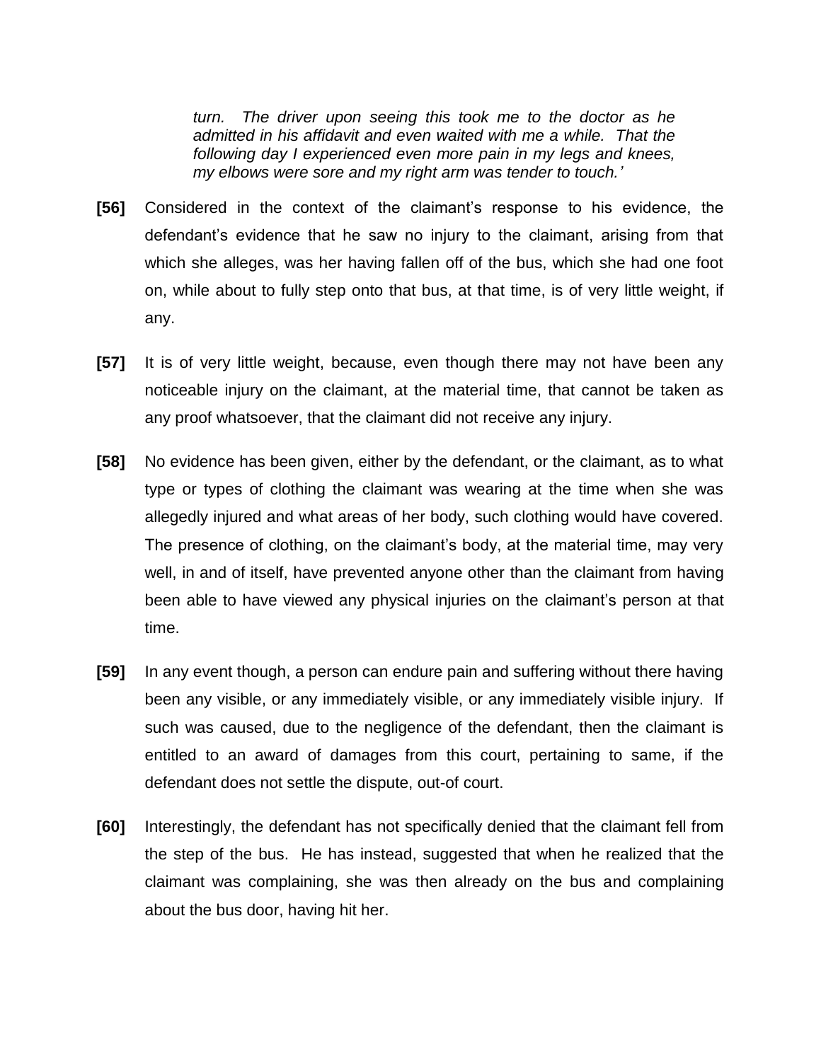> *turn. The driver upon seeing this took me to the doctor as he admitted in his affidavit and even waited with me a while. That the following day I experienced even more pain in my legs and knees, my elbows were sore and my right arm was tender to touch.'*

**[56]** Considered in the context of the claimant's response to his evidence, the defendant's evidence that he saw no injury to the claimant, arising from that which she alleges, was her having fallen off of the bus, which she had one foot on, while about to fully step onto that bus, at that time, is of very little weight, if any.

**[57]** It is of very little weight, because, even though there may not have been any noticeable injury on the claimant, at the material time, that cannot be taken as any proof whatsoever, that the claimant did not receive any injury.

**[58]** No evidence has been given, either by the defendant, or the claimant, as to what type or types of clothing the claimant was wearing at the time when she was allegedly injured and what areas of her body, such clothing would have covered. The presence of clothing, on the claimant's body, at the material time, may very well, in and of itself, have prevented anyone other than the claimant from having been able to have viewed any physical injuries on the claimant's person at that time.

**[59]** In any event though, a person can endure pain and suffering without there having been any visible, or any immediately visible, or any immediately visible injury. If such was caused, due to the negligence of the defendant, then the claimant is entitled to an award of damages from this court, pertaining to same, if the defendant does not settle the dispute, out-of court.

**[60]** Interestingly, the defendant has not specifically denied that the claimant fell from the step of the bus. He has instead, suggested that when he realized that the claimant was complaining, she was then already on the bus and complaining about the bus door, having hit her.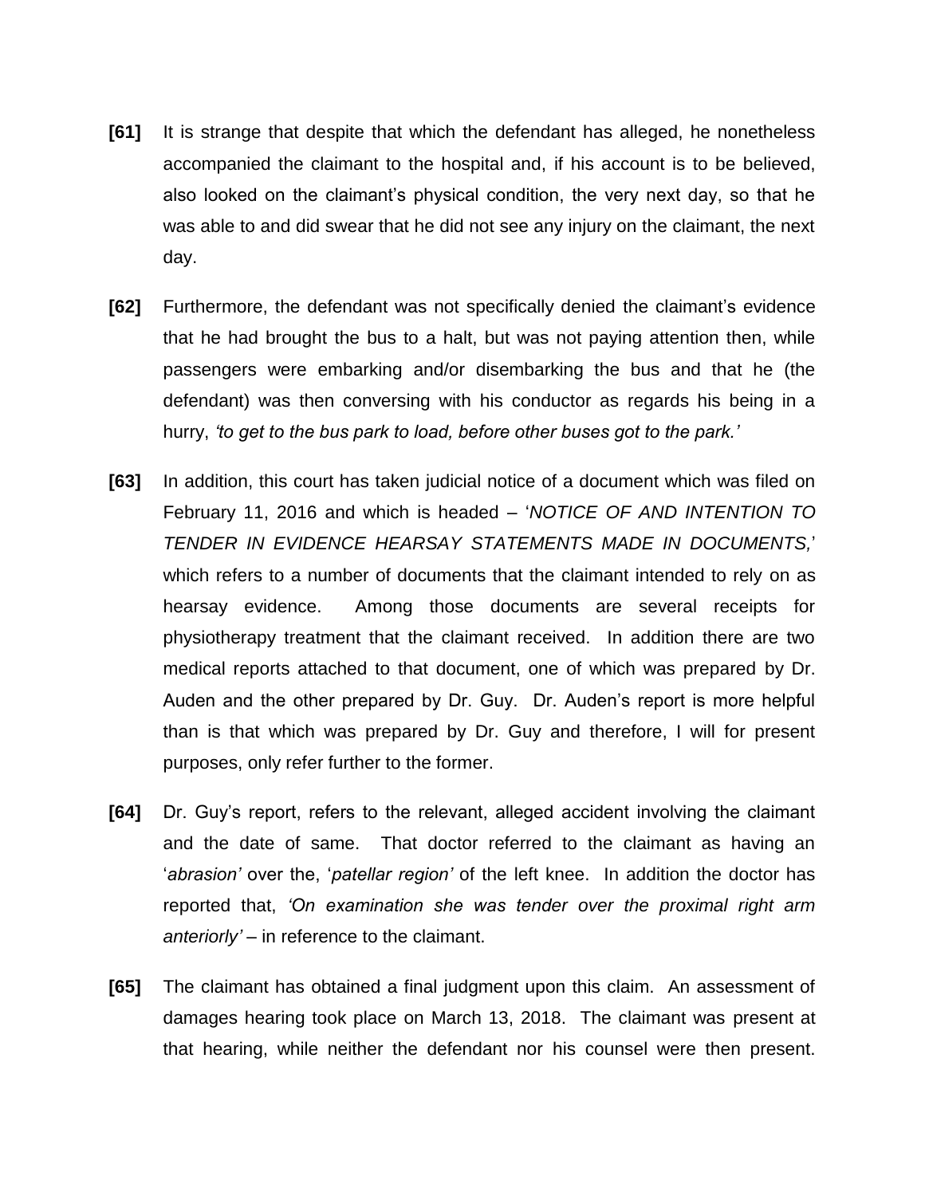**[61]** It is strange that despite that which the defendant has alleged, he nonetheless accompanied the claimant to the hospital and, if his account is to be believed, also looked on the claimant's physical condition, the very next day, so that he was able to and did swear that he did not see any injury on the claimant, the next day.

**[62]** Furthermore, the defendant was not specifically denied the claimant's evidence that he had brought the bus to a halt, but was not paying attention then, while passengers were embarking and/or disembarking the bus and that he (the defendant) was then conversing with his conductor as regards his being in a hurry, *'to get to the bus park to load, before other buses got to the park.'*

**[63]** In addition, this court has taken judicial notice of a document which was filed on February 11, 2016 and which is headed – '*NOTICE OF AND INTENTION TO TENDER IN EVIDENCE HEARSAY STATEMENTS MADE IN DOCUMENTS,*' which refers to a number of documents that the claimant intended to rely on as hearsay evidence. Among those documents are several receipts for physiotherapy treatment that the claimant received. In addition there are two medical reports attached to that document, one of which was prepared by Dr. Auden and the other prepared by Dr. Guy. Dr. Auden's report is more helpful than is that which was prepared by Dr. Guy and therefore, I will for present purposes, only refer further to the former.

**[64]** Dr. Guy's report, refers to the relevant, alleged accident involving the claimant and the date of same. That doctor referred to the claimant as having an '*abrasion'* over the, '*patellar region'* of the left knee. In addition the doctor has reported that, *'On examination she was tender over the proximal right arm anteriorly'* – in reference to the claimant.

**[65]** The claimant has obtained a final judgment upon this claim. An assessment of damages hearing took place on March 13, 2018. The claimant was present at that hearing, while neither the defendant nor his counsel were then present.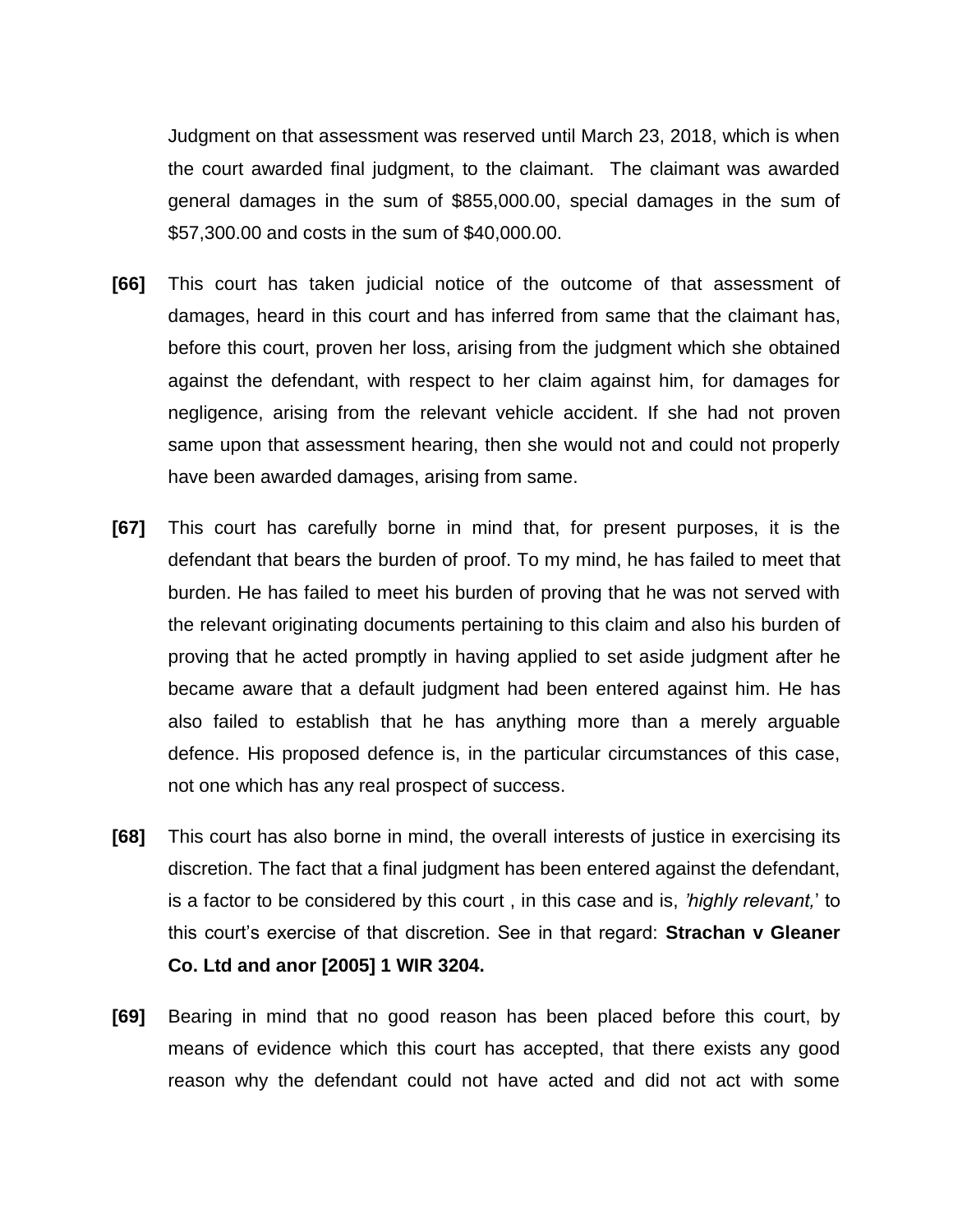Judgment on that assessment was reserved until March 23, 2018, which is when the court awarded final judgment, to the claimant. The claimant was awarded general damages in the sum of $855,000.00, special damages in the sum of $57,300.00 and costs in the sum of $40,000.00.

**[66]** This court has taken judicial notice of the outcome of that assessment of damages, heard in this court and has inferred from same that the claimant has, before this court, proven her loss, arising from the judgment which she obtained against the defendant, with respect to her claim against him, for damages for negligence, arising from the relevant vehicle accident. If she had not proven same upon that assessment hearing, then she would not and could not properly have been awarded damages, arising from same.

**[67]** This court has carefully borne in mind that, for present purposes, it is the defendant that bears the burden of proof. To my mind, he has failed to meet that burden. He has failed to meet his burden of proving that he was not served with the relevant originating documents pertaining to this claim and also his burden of proving that he acted promptly in having applied to set aside judgment after he became aware that a default judgment had been entered against him. He has also failed to establish that he has anything more than a merely arguable defence. His proposed defence is, in the particular circumstances of this case, not one which has any real prospect of success.

**[68]** This court has also borne in mind, the overall interests of justice in exercising its discretion. The fact that a final judgment has been entered against the defendant, is a factor to be considered by this court , in this case and is, *'highly relevant,'* to this court's exercise of that discretion. See in that regard: **Strachan v Gleaner Co. Ltd and anor [2005] 1 WIR 3204.**

**[69]** Bearing in mind that no good reason has been placed before this court, by means of evidence which this court has accepted, that there exists any good reason why the defendant could not have acted and did not act with some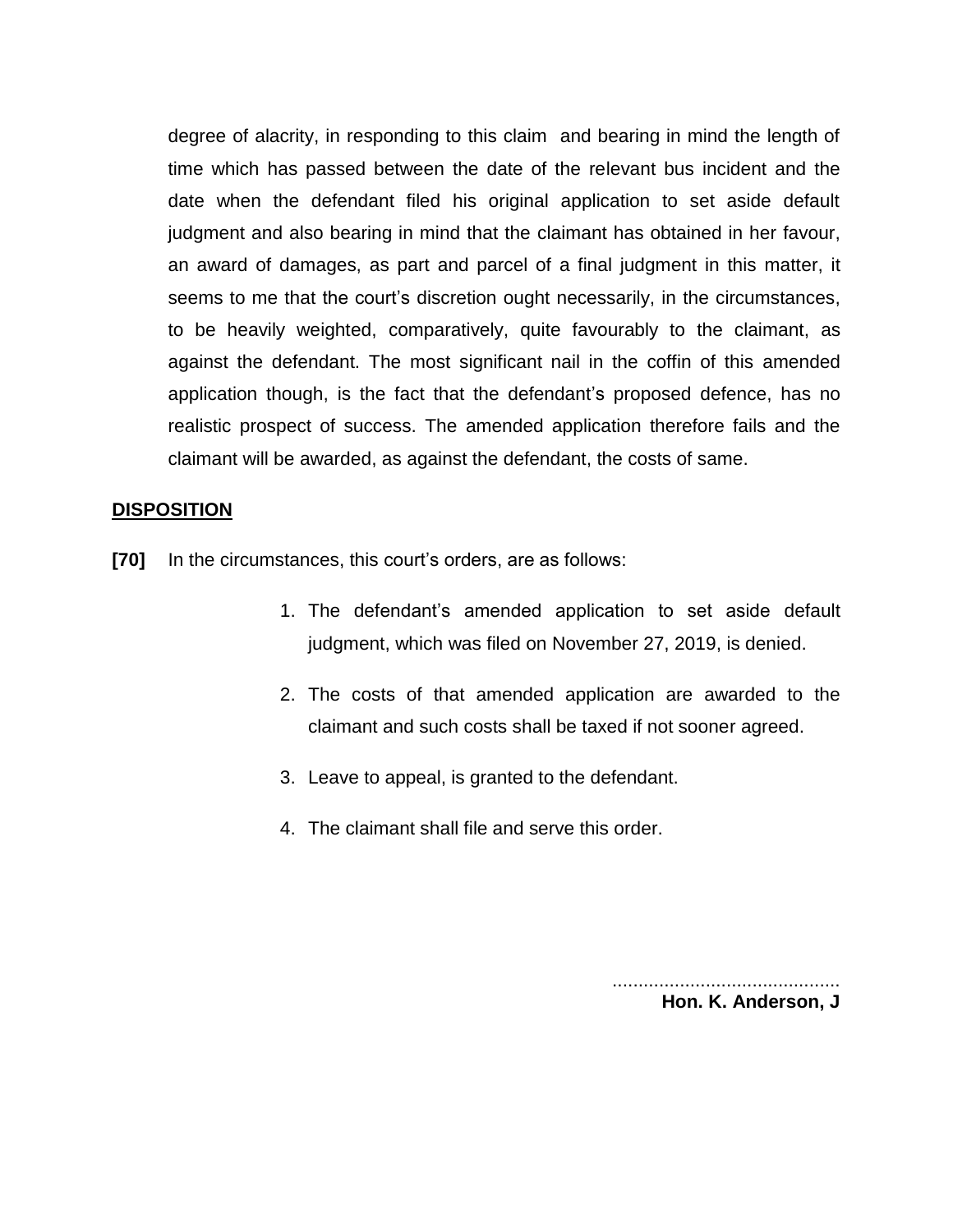degree of alacrity, in responding to this claim and bearing in mind the length of time which has passed between the date of the relevant bus incident and the date when the defendant filed his original application to set aside default judgment and also bearing in mind that the claimant has obtained in her favour, an award of damages, as part and parcel of a final judgment in this matter, it seems to me that the court's discretion ought necessarily, in the circumstances, to be heavily weighted, comparatively, quite favourably to the claimant, as against the defendant. The most significant nail in the coffin of this amended application though, is the fact that the defendant's proposed defence, has no realistic prospect of success. The amended application therefore fails and the claimant will be awarded, as against the defendant, the costs of same.

## DISPOSITION

**[70]** In the circumstances, this court's orders, are as follows:

1. The defendant's amended application to set aside default judgment, which was filed on November 27, 2019, is denied.
2. The costs of that amended application are awarded to the claimant and such costs shall be taxed if not sooner agreed.
3. Leave to appeal, is granted to the defendant.
4. The claimant shall file and serve this order.

...........................................

**Hon. K. Anderson, J**